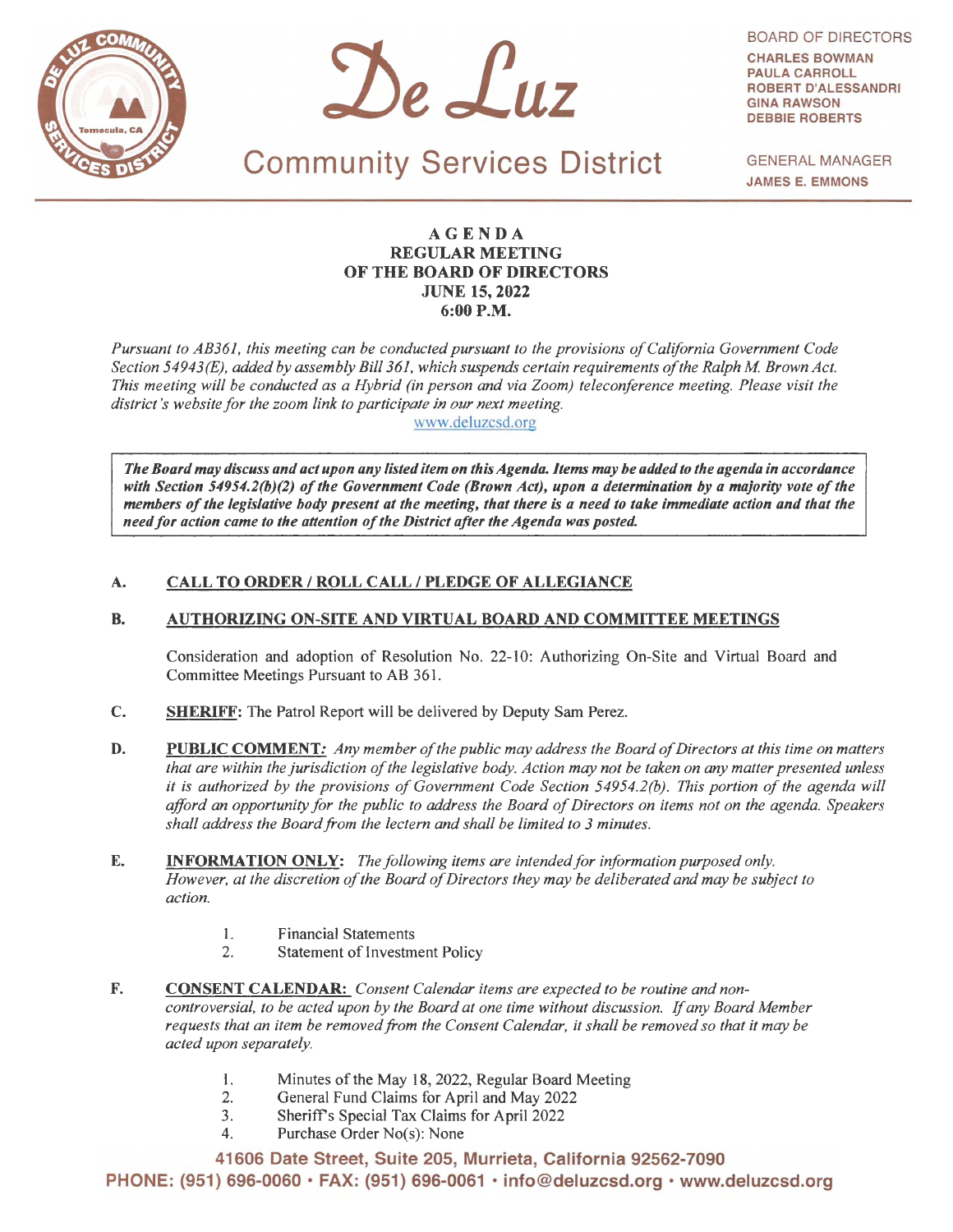# De Luz Community Services District

**BOARD OF DIRECTORS**
CHARLES BOWMAN
PAULA CARROLL
ROBERT D'ALESSANDRI
GINA RAWSON
DEBBIE ROBERTS

**GENERAL MANAGER**
JAMES E. EMMONS

## AGENDA
## REGULAR MEETING
## OF THE BOARD OF DIRECTORS
## JUNE 15, 2022
## 6:00 P.M.

*Pursuant to AB361, this meeting can be conducted pursuant to the provisions of California Government Code Section 54943(E), added by assembly Bill 361, which suspends certain requirements of the Ralph M. Brown Act. This meeting will be conducted as a Hybrid (in person and via Zoom) teleconference meeting. Please visit the district's website for the zoom link to participate in our next meeting.*

www.deluzcsd.org

***The Board may discuss and act upon any listed item on this Agenda. Items may be added to the agenda in accordance with Section 54954.2(b)(2) of the Government Code (Brown Act), upon a determination by a majority vote of the members of the legislative body present at the meeting, that there is a need to take immediate action and that the need for action came to the attention of the District after the Agenda was posted.***

**A. CALL TO ORDER / ROLL CALL / PLEDGE OF ALLEGIANCE**

**B. AUTHORIZING ON-SITE AND VIRTUAL BOARD AND COMMITTEE MEETINGS**

Consideration and adoption of Resolution No. 22-10: Authorizing On-Site and Virtual Board and Committee Meetings Pursuant to AB 361.

**C. SHERIFF:** The Patrol Report will be delivered by Deputy Sam Perez.

**D. PUBLIC COMMENT:** *Any member of the public may address the Board of Directors at this time on matters that are within the jurisdiction of the legislative body. Action may not be taken on any matter presented unless it is authorized by the provisions of Government Code Section 54954.2(b). This portion of the agenda will afford an opportunity for the public to address the Board of Directors on items not on the agenda. Speakers shall address the Board from the lectern and shall be limited to 3 minutes.*

**E. INFORMATION ONLY:** *The following items are intended for information purposed only. However, at the discretion of the Board of Directors they may be deliberated and may be subject to action.*

1. Financial Statements
2. Statement of Investment Policy

**F. CONSENT CALENDAR:** *Consent Calendar items are expected to be routine and non-controversial, to be acted upon by the Board at one time without discussion. If any Board Member requests that an item be removed from the Consent Calendar, it shall be removed so that it may be acted upon separately.*

1. Minutes of the May 18, 2022, Regular Board Meeting
2. General Fund Claims for April and May 2022
3. Sheriff's Special Tax Claims for April 2022
4. Purchase Order No(s): None

**41606 Date Street, Suite 205, Murrieta, California 92562-7090**
**PHONE: (951) 696-0060 • FAX: (951) 696-0061 • info@deluzcsd.org • www.deluzcsd.org**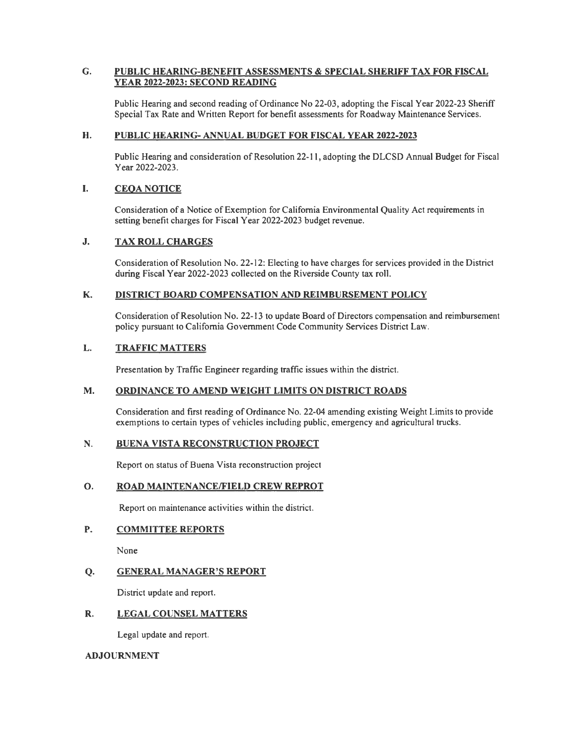**G. <u>PUBLIC HEARING-BENEFIT ASSESSMENTS & SPECIAL SHERIFF TAX FOR FISCAL YEAR 2022-2023: SECOND READING</u>**

Public Hearing and second reading of Ordinance No 22-03, adopting the Fiscal Year 2022-23 Sheriff Special Tax Rate and Written Report for benefit assessments for Roadway Maintenance Services.

**H. <u>PUBLIC HEARING- ANNUAL BUDGET FOR FISCAL YEAR 2022-2023</u>**

Public Hearing and consideration of Resolution 22-11, adopting the DLCSD Annual Budget for Fiscal Year 2022-2023.

**I. <u>CEQA NOTICE</u>**

Consideration of a Notice of Exemption for California Environmental Quality Act requirements in setting benefit charges for Fiscal Year 2022-2023 budget revenue.

**J. <u>TAX ROLL CHARGES</u>**

Consideration of Resolution No. 22-12: Electing to have charges for services provided in the District during Fiscal Year 2022-2023 collected on the Riverside County tax roll.

**K. <u>DISTRICT BOARD COMPENSATION AND REIMBURSEMENT POLICY</u>**

Consideration of Resolution No. 22-13 to update Board of Directors compensation and reimbursement policy pursuant to California Government Code Community Services District Law.

**L. <u>TRAFFIC MATTERS</u>**

Presentation by Traffic Engineer regarding traffic issues within the district.

**M. <u>ORDINANCE TO AMEND WEIGHT LIMITS ON DISTRICT ROADS</u>**

Consideration and first reading of Ordinance No. 22-04 amending existing Weight Limits to provide exemptions to certain types of vehicles including public, emergency and agricultural trucks.

**N. <u>BUENA VISTA RECONSTRUCTION PROJECT</u>**

Report on status of Buena Vista reconstruction project

**O. <u>ROAD MAINTENANCE/FIELD CREW REPROT</u>**

Report on maintenance activities within the district.

**P. <u>COMMITTEE REPORTS</u>**

None

**Q. <u>GENERAL MANAGER'S REPORT</u>**

District update and report.

**R. <u>LEGAL COUNSEL MATTERS</u>**

Legal update and report.

**ADJOURNMENT**